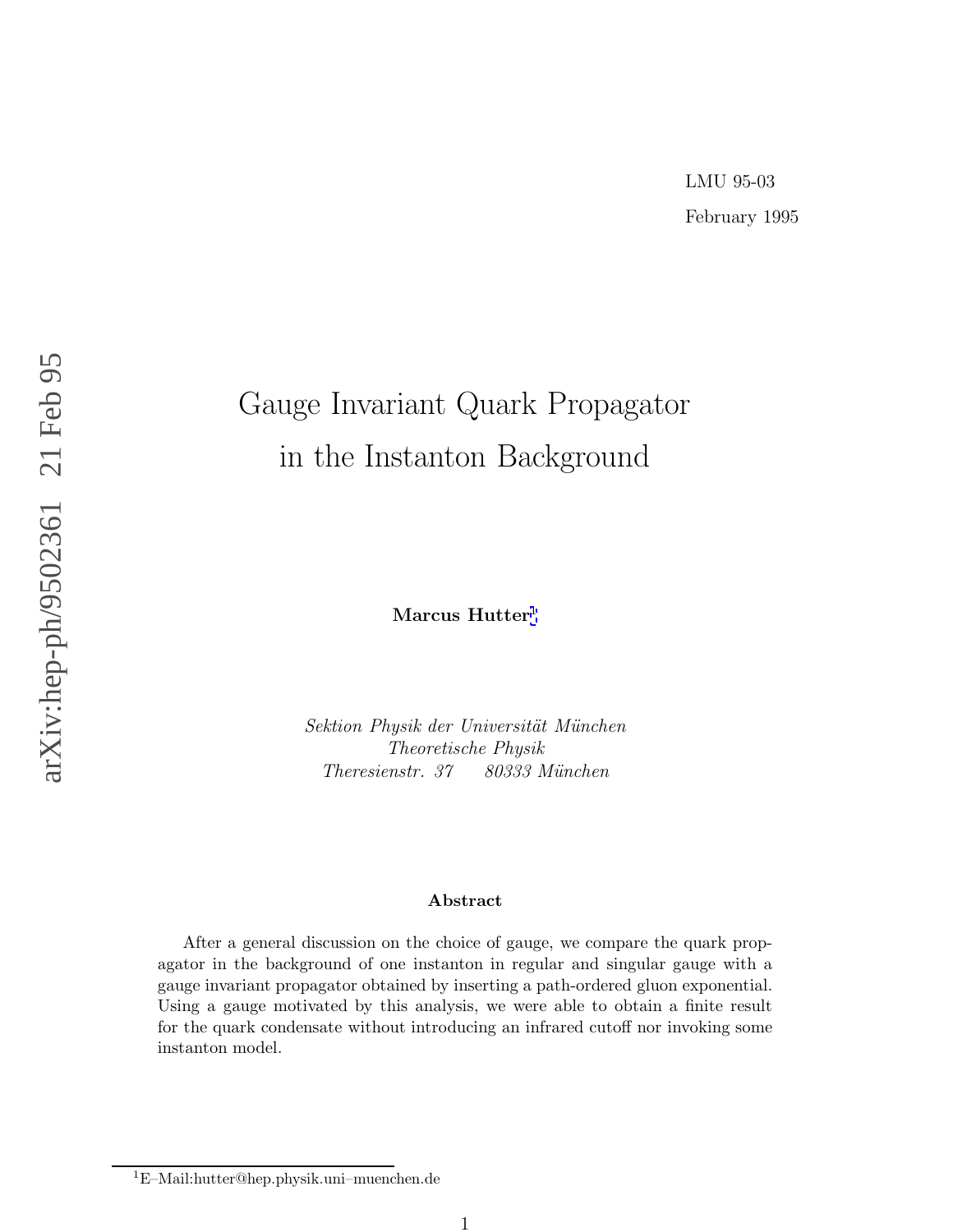LMU 95-03

February 1995

# Gauge Invariant Quark Propagator in the Instanton Background

**Marcus Hutter**[1]

*Sektion Physik der Universität München*
*Theoretische Physik*
*Theresienstr. 37 80333 München*

### Abstract

After a general discussion on the choice of gauge, we compare the quark propagator in the background of one instanton in regular and singular gauge with a gauge invariant propagator obtained by inserting a path-ordered gluon exponential. Using a gauge motivated by this analysis, we were able to obtain a finite result for the quark condensate without introducing an infrared cutoff nor invoking some instanton model.

[1] E–Mail:hutter@hep.physik.uni–muenchen.de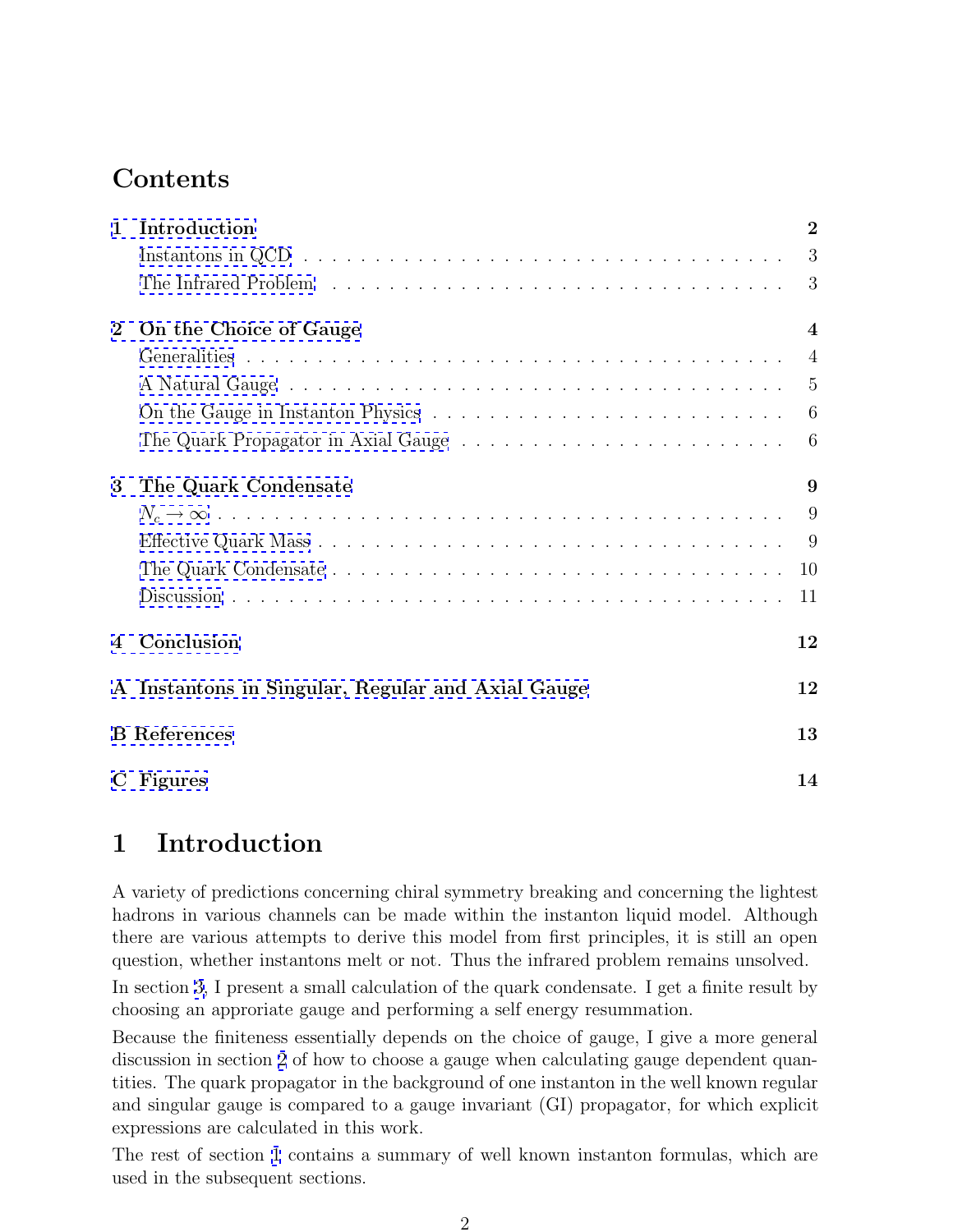# Contents

**1 Introduction** **2**
- Instantons in QCD . . . 3
- The Infrared Problem . . . 3

**2 On the Choice of Gauge** **4**
- Generalities . . . 4
- A Natural Gauge . . . 5
- On the Gauge in Instanton Physics . . . 6
- The Quark Propagator in Axial Gauge . . . 6

**3 The Quark Condensate** **9**
- $N_c \to \infty$ . . . 9
- Effective Quark Mass . . . 9
- The Quark Condensate . . . 10
- Discussion . . . 11

**4 Conclusion** **12**

**A Instantons in Singular, Regular and Axial Gauge** **12**

**B References** **13**

**C Figures** **14**

# 1 Introduction

A variety of predictions concerning chiral symmetry breaking and concerning the lightest hadrons in various channels can be made within the instanton liquid model. Although there are various attempts to derive this model from first principles, it is still an open question, whether instantons melt or not. Thus the infrared problem remains unsolved.

In section 3, I present a small calculation of the quark condensate. I get a finite result by choosing an approriate gauge and performing a self energy resummation.

Because the finiteness essentially depends on the choice of gauge, I give a more general discussion in section 2 of how to choose a gauge when calculating gauge dependent quantities. The quark propagator in the background of one instanton in the well known regular and singular gauge is compared to a gauge invariant (GI) propagator, for which explicit expressions are calculated in this work.

The rest of section 1 contains a summary of well known instanton formulas, which are used in the subsequent sections.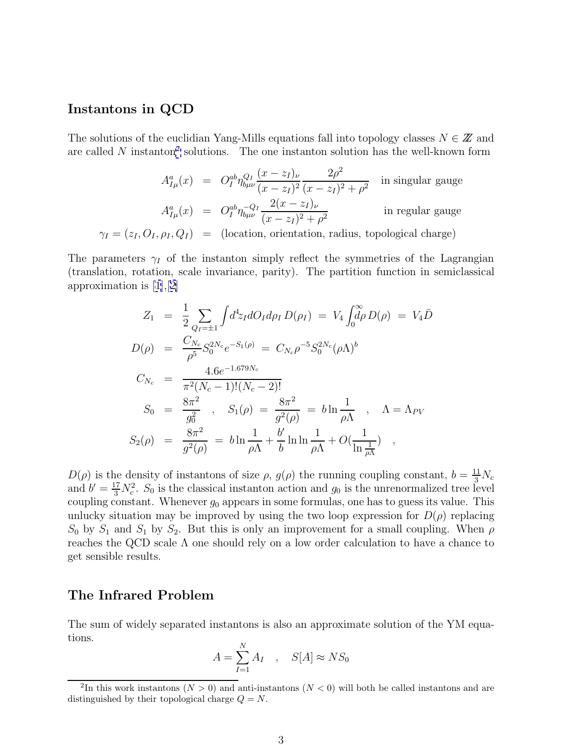## Instantons in QCD

The solutions of the euclidian Yang-Mills equations fall into topology classes $N \in \mathbb{Z}$ and are called $N$ instanton[2] solutions. The one instanton solution has the well-known form

$$
\begin{aligned}
A^a_{I\mu}(x) &= O_I^{ab} \eta^{Q_I}_{b\mu\nu} \frac{(x-z_I)_\nu}{(x-z_I)^2} \frac{2\rho^2}{(x-z_I)^2+\rho^2} \quad \text{in singular gauge} \\
A^a_{I\mu}(x) &= O_I^{ab} \eta^{-Q_I}_{b\mu\nu} \frac{2(x-z_I)_\nu}{(x-z_I)^2+\rho^2} \quad \text{in regular gauge} \\
\gamma_I = (z_I, O_I, \rho_I, Q_I) &= (\text{location, orientation, radius, topological charge})
\end{aligned}
$$

The parameters $\gamma_I$ of the instanton simply reflect the symmetries of the Lagrangian (translation, rotation, scale invariance, parity). The partition function in semiclassical approximation is [1], [2]

$$
\begin{aligned}
Z_1 &= \frac{1}{2} \sum_{Q_I = \pm 1} \int d^4 z_I dO_I d\rho_I \, D(\rho_I) \;=\; V_4 \int_0^\infty d\rho \, D(\rho) \;=\; V_4 \bar{D} \\
D(\rho) &= \frac{C_{N_c}}{\rho^5} S_0^{2N_c} e^{-S_1(\rho)} \;=\; C_{N_c} \rho^{-5} S_0^{2N_c} (\rho\Lambda)^b \\
C_{N_c} &= \frac{4.6 e^{-1.679 N_c}}{\pi^2 (N_c-1)!(N_c-2)!} \\
S_0 &= \frac{8\pi^2}{g_0^2} \quad , \quad S_1(\rho) \;=\; \frac{8\pi^2}{g^2(\rho)} \;=\; b \ln \frac{1}{\rho\Lambda} \quad , \quad \Lambda = \Lambda_{PV} \\
S_2(\rho) &= \frac{8\pi^2}{g^2(\rho)} \;=\; b \ln \frac{1}{\rho\Lambda} + \frac{b'}{b} \ln \ln \frac{1}{\rho\Lambda} + O\!\left(\frac{1}{\ln \frac{1}{\rho\Lambda}}\right) \quad ,
\end{aligned}
$$

$D(\rho)$ is the density of instantons of size $\rho$, $g(\rho)$ the running coupling constant, $b = \frac{11}{3} N_c$ and $b' = \frac{17}{3} N_c^2$. $S_0$ is the classical instanton action and $g_0$ is the unrenormalized tree level coupling constant. Whenever $g_0$ appears in some formulas, one has to guess its value. This unlucky situation may be improved by using the two loop expression for $D(\rho)$ replacing $S_0$ by $S_1$ and $S_1$ by $S_2$. But this is only an improvement for a small coupling. When $\rho$ reaches the QCD scale $\Lambda$ one should rely on a low order calculation to have a chance to get sensible results.

## The Infrared Problem

The sum of widely separated instantons is also an approximate solution of the YM equations.

$$
A = \sum_{I=1}^{N} A_I \quad , \quad S[A] \approx N S_0
$$

[2] In this work instantons ($N > 0$) and anti-instantons ($N < 0$) will both be called instantons and are distinguished by their topological charge $Q = N$.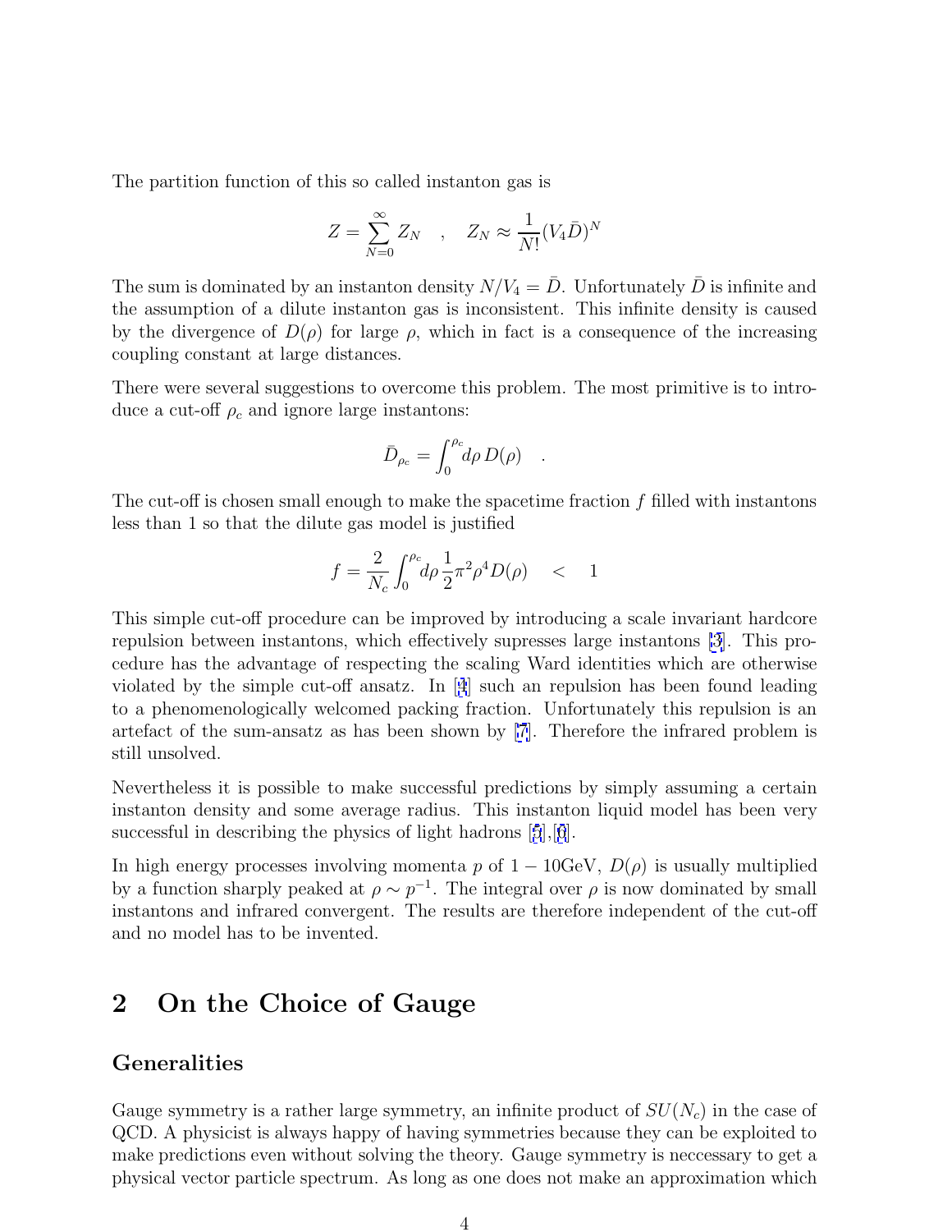The partition function of this so called instanton gas is

$$Z = \sum_{N=0}^{\infty} Z_N \quad , \quad Z_N \approx \frac{1}{N!}(V_4 \bar{D})^N$$

The sum is dominated by an instanton density $N/V_4 = \bar{D}$. Unfortunately $\bar{D}$ is infinite and the assumption of a dilute instanton gas is inconsistent. This infinite density is caused by the divergence of $D(\rho)$ for large $\rho$, which in fact is a consequence of the increasing coupling constant at large distances.

There were several suggestions to overcome this problem. The most primitive is to introduce a cut-off $\rho_c$ and ignore large instantons:

$$\bar{D}_{\rho_c} = \int_0^{\rho_c} d\rho \, D(\rho) \quad .$$

The cut-off is chosen small enough to make the spacetime fraction $f$ filled with instantons less than 1 so that the dilute gas model is justified

$$f = \frac{2}{N_c} \int_0^{\rho_c} d\rho \frac{1}{2} \pi^2 \rho^4 D(\rho) \quad < \quad 1$$

This simple cut-off procedure can be improved by introducing a scale invariant hardcore repulsion between instantons, which effectively supresses large instantons [3]. This procedure has the advantage of respecting the scaling Ward identities which are otherwise violated by the simple cut-off ansatz. In [4] such an repulsion has been found leading to a phenomenologically welcomed packing fraction. Unfortunately this repulsion is an artefact of the sum-ansatz as has been shown by [7]. Therefore the infrared problem is still unsolved.

Nevertheless it is possible to make successful predictions by simply assuming a certain instanton density and some average radius. This instanton liquid model has been very successful in describing the physics of light hadrons [5],[6].

In high energy processes involving momenta $p$ of $1-10$GeV, $D(\rho)$ is usually multiplied by a function sharply peaked at $\rho \sim p^{-1}$. The integral over $\rho$ is now dominated by small instantons and infrared convergent. The results are therefore independent of the cut-off and no model has to be invented.

## 2 On the Choice of Gauge

### Generalities

Gauge symmetry is a rather large symmetry, an infinite product of $SU(N_c)$ in the case of QCD. A physicist is always happy of having symmetries because they can be exploited to make predictions even without solving the theory. Gauge symmetry is neccessary to get a physical vector particle spectrum. As long as one does not make an approximation which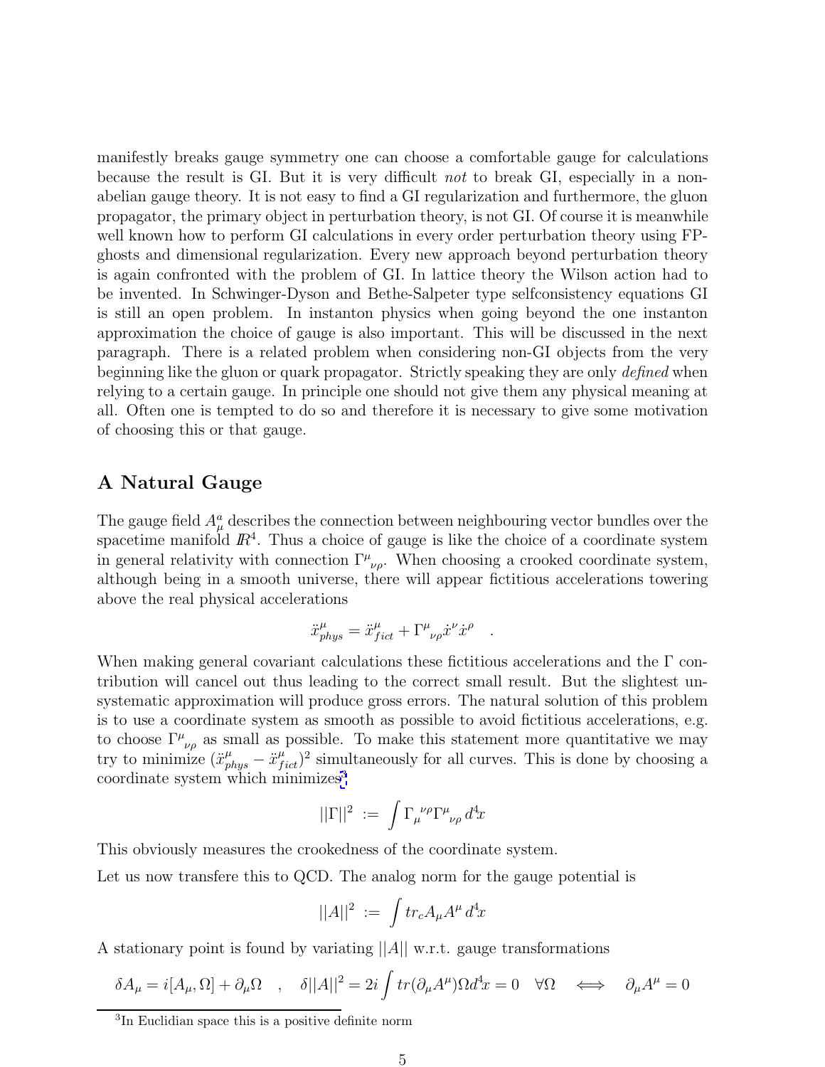manifestly breaks gauge symmetry one can choose a comfortable gauge for calculations because the result is GI. But it is very difficult *not* to break GI, especially in a non-abelian gauge theory. It is not easy to find a GI regularization and furthermore, the gluon propagator, the primary object in perturbation theory, is not GI. Of course it is meanwhile well known how to perform GI calculations in every order perturbation theory using FP-ghosts and dimensional regularization. Every new approach beyond perturbation theory is again confronted with the problem of GI. In lattice theory the Wilson action had to be invented. In Schwinger-Dyson and Bethe-Salpeter type selfconsistency equations GI is still an open problem. In instanton physics when going beyond the one instanton approximation the choice of gauge is also important. This will be discussed in the next paragraph. There is a related problem when considering non-GI objects from the very beginning like the gluon or quark propagator. Strictly speaking they are only *defined* when relying to a certain gauge. In principle one should not give them any physical meaning at all. Often one is tempted to do so and therefore it is necessary to give some motivation of choosing this or that gauge.

## A Natural Gauge

The gauge field $A_\mu^a$ describes the connection between neighbouring vector bundles over the spacetime manifold $\mathbb{R}^4$. Thus a choice of gauge is like the choice of a coordinate system in general relativity with connection $\Gamma^\mu{}_{\nu\rho}$. When choosing a crooked coordinate system, although being in a smooth universe, there will appear fictitious accelerations towering above the real physical accelerations

$$\ddot{x}^\mu_{phys} = \ddot{x}^\mu_{fict} + \Gamma^\mu{}_{\nu\rho}\dot{x}^\nu\dot{x}^\rho \quad .$$

When making general covariant calculations these fictitious accelerations and the $\Gamma$ contribution will cancel out thus leading to the correct small result. But the slightest unsystematic approximation will produce gross errors. The natural solution of this problem is to use a coordinate system as smooth as possible to avoid fictitious accelerations, e.g. to choose $\Gamma^\mu{}_{\nu\rho}$ as small as possible. To make this statement more quantitative we may try to minimize $(\ddot{x}^\mu_{phys} - \ddot{x}^\mu_{fict})^2$ simultaneously for all curves. This is done by choosing a coordinate system which minimizes[3]

$$||\Gamma||^2 \;:=\; \int \Gamma_\mu{}^{\nu\rho}\Gamma^\mu{}_{\nu\rho}\, d^4x$$

This obviously measures the crookedness of the coordinate system.

Let us now transfere this to QCD. The analog norm for the gauge potential is

$$||A||^2 \;:=\; \int tr_c A_\mu A^\mu \, d^4x$$

A stationary point is found by variating $||A||$ w.r.t. gauge transformations

$$\delta A_\mu = i[A_\mu,\Omega] + \partial_\mu\Omega \quad , \quad \delta||A||^2 = 2i\int tr(\partial_\mu A^\mu)\Omega d^4x = 0 \quad \forall\Omega \quad \Longleftrightarrow \quad \partial_\mu A^\mu = 0$$

[3] In Euclidian space this is a positive definite norm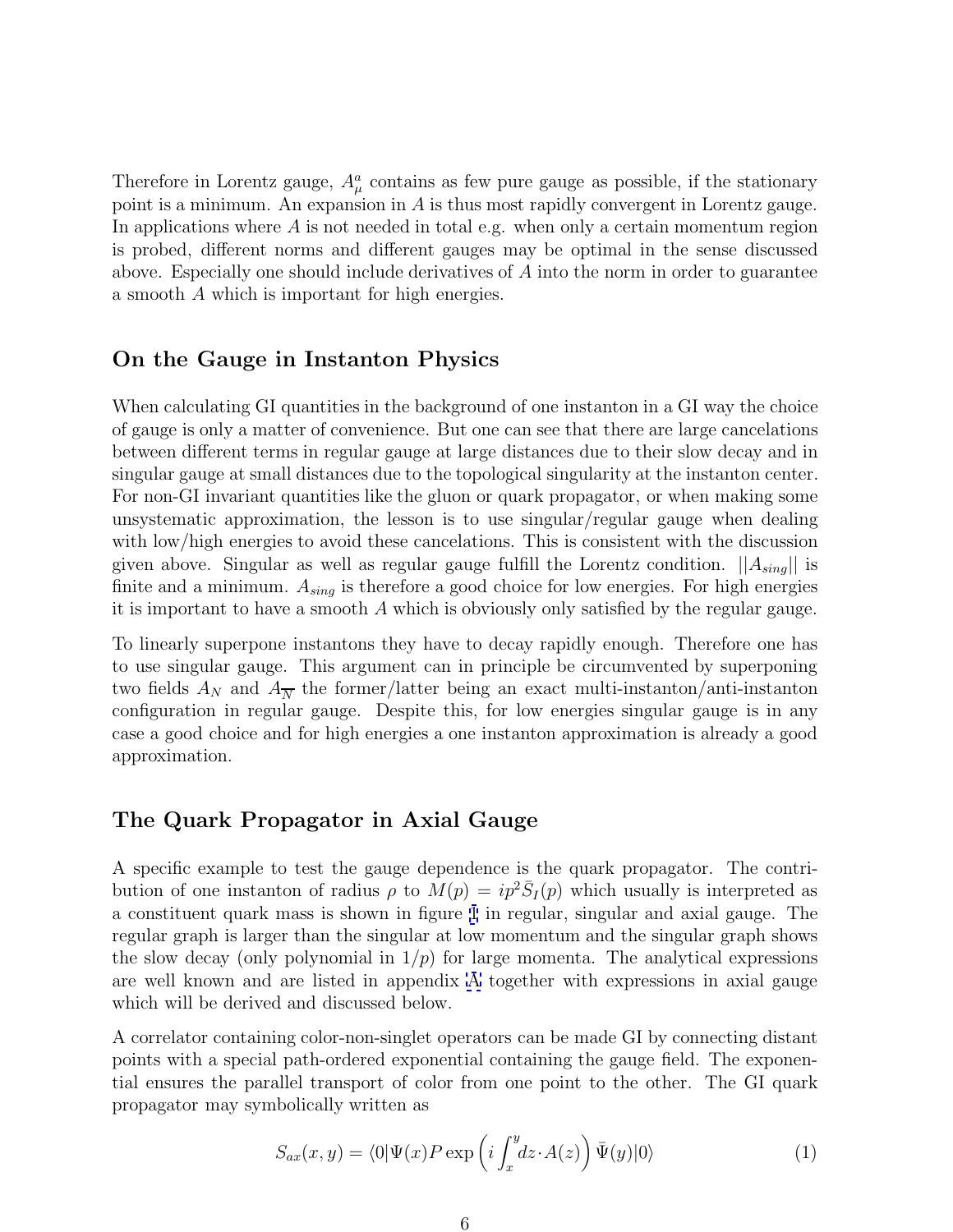Therefore in Lorentz gauge, $A_\mu^a$ contains as few pure gauge as possible, if the stationary point is a minimum. An expansion in $A$ is thus most rapidly convergent in Lorentz gauge. In applications where $A$ is not needed in total e.g. when only a certain momentum region is probed, different norms and different gauges may be optimal in the sense discussed above. Especially one should include derivatives of $A$ into the norm in order to guarantee a smooth $A$ which is important for high energies.

## On the Gauge in Instanton Physics

When calculating GI quantities in the background of one instanton in a GI way the choice of gauge is only a matter of convenience. But one can see that there are large cancelations between different terms in regular gauge at large distances due to their slow decay and in singular gauge at small distances due to the topological singularity at the instanton center. For non-GI invariant quantities like the gluon or quark propagator, or when making some unsystematic approximation, the lesson is to use singular/regular gauge when dealing with low/high energies to avoid these cancelations. This is consistent with the discussion given above. Singular as well as regular gauge fulfill the Lorentz condition. $||A_{sing}||$ is finite and a minimum. $A_{sing}$ is therefore a good choice for low energies. For high energies it is important to have a smooth $A$ which is obviously only satisfied by the regular gauge.

To linearly superpone instantons they have to decay rapidly enough. Therefore one has to use singular gauge. This argument can in principle be circumvented by superponing two fields $A_N$ and $A_{\overline{N}}$ the former/latter being an exact multi-instanton/anti-instanton configuration in regular gauge. Despite this, for low energies singular gauge is in any case a good choice and for high energies a one instanton approximation is already a good approximation.

## The Quark Propagator in Axial Gauge

A specific example to test the gauge dependence is the quark propagator. The contribution of one instanton of radius $\rho$ to $M(p) = ip^2\bar{S}_I(p)$ which usually is interpreted as a constituent quark mass is shown in figure 1 in regular, singular and axial gauge. The regular graph is larger than the singular at low momentum and the singular graph shows the slow decay (only polynomial in $1/p$) for large momenta. The analytical expressions are well known and are listed in appendix A together with expressions in axial gauge which will be derived and discussed below.

A correlator containing color-non-singlet operators can be made GI by connecting distant points with a special path-ordered exponential containing the gauge field. The exponential ensures the parallel transport of color from one point to the other. The GI quark propagator may symbolically written as

$$S_{ax}(x,y) = \langle 0|\Psi(x)P\exp\left(i\int_x^y dz\cdot A(z)\right)\bar{\Psi}(y)|0\rangle \tag{1}$$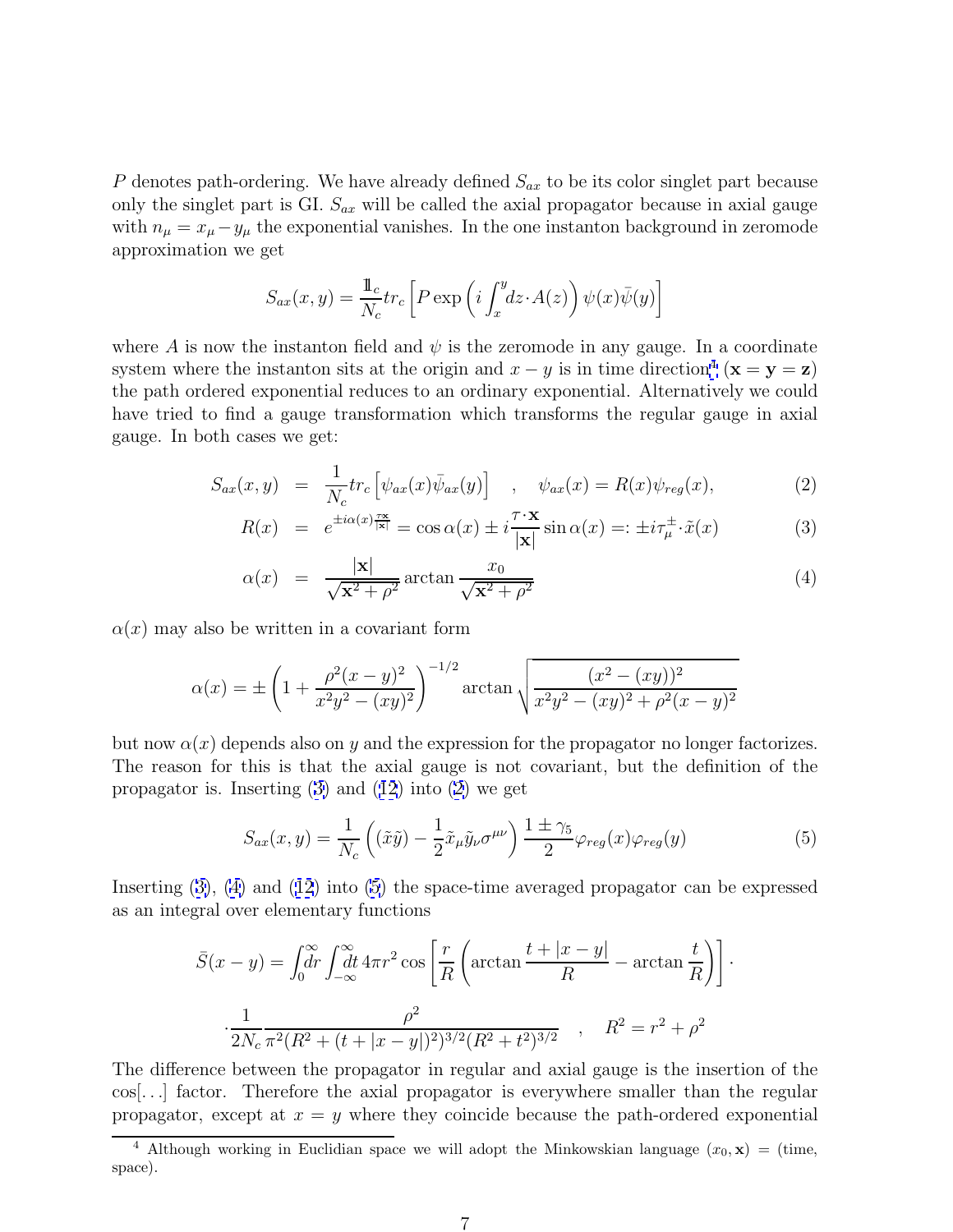$P$ denotes path-ordering. We have already defined $S_{ax}$ to be its color singlet part because only the singlet part is GI. $S_{ax}$ will be called the axial propagator because in axial gauge with $n_\mu = x_\mu - y_\mu$ the exponential vanishes. In the one instanton background in zeromode approximation we get

$$S_{ax}(x,y) = \frac{1\!\!1_c}{N_c} tr_c \left[ P \exp\left( i \int_x^y dz \cdot A(z) \right) \psi(x) \bar{\psi}(y) \right]$$

where $A$ is now the instanton field and $\psi$ is the zeromode in any gauge. In a coordinate system where the instanton sits at the origin and $x-y$ is in time direction[4] ($\mathbf{x} = \mathbf{y} = \mathbf{z}$) the path ordered exponential reduces to an ordinary exponential. Alternatively we could have tried to find a gauge transformation which transforms the regular gauge in axial gauge. In both cases we get:

$$S_{ax}(x,y) = \frac{1}{N_c} tr_c \left[ \psi_{ax}(x) \bar{\psi}_{ax}(y) \right] \quad , \quad \psi_{ax}(x) = R(x) \psi_{reg}(x), \tag{2}$$

$$R(x) = e^{\pm i \alpha(x) \frac{\tau \mathbf{x}}{|\mathbf{x}|}} = \cos\alpha(x) \pm i \frac{\tau \cdot \mathbf{x}}{|\mathbf{x}|} \sin\alpha(x) =: \pm i \tau_\mu^\pm \cdot \tilde{x}(x) \tag{3}$$

$$\alpha(x) = \frac{|\mathbf{x}|}{\sqrt{\mathbf{x}^2 + \rho^2}} \arctan \frac{x_0}{\sqrt{\mathbf{x}^2 + \rho^2}} \tag{4}$$

$\alpha(x)$ may also be written in a covariant form

$$\alpha(x) = \pm \left( 1 + \frac{\rho^2 (x-y)^2}{x^2 y^2 - (xy)^2} \right)^{-1/2} \arctan \sqrt{\frac{(x^2 - (xy))^2}{x^2 y^2 - (xy)^2 + \rho^2 (x-y)^2}}$$

but now $\alpha(x)$ depends also on $y$ and the expression for the propagator no longer factorizes. The reason for this is that the axial gauge is not covariant, but the definition of the propagator is. Inserting (3) and (12) into (2) we get

$$S_{ax}(x,y) = \frac{1}{N_c} \left( (\tilde{x}\tilde{y}) - \frac{1}{2} \tilde{x}_\mu \tilde{y}_\nu \sigma^{\mu\nu} \right) \frac{1 \pm \gamma_5}{2} \varphi_{reg}(x) \varphi_{reg}(y) \tag{5}$$

Inserting (3), (4) and (12) into (5) the space-time averaged propagator can be expressed as an integral over elementary functions

$$\bar{S}(x-y) = \int_0^\infty \!\! dr \int_{-\infty}^\infty \!\! dt \, 4\pi r^2 \cos\left[ \frac{r}{R} \left( \arctan \frac{t + |x-y|}{R} - \arctan \frac{t}{R} \right) \right] \cdot$$

$$\cdot \frac{1}{2N_c} \frac{\rho^2}{\pi^2 (R^2 + (t + |x-y|)^2)^{3/2} (R^2 + t^2)^{3/2}} \quad , \quad R^2 = r^2 + \rho^2$$

The difference between the propagator in regular and axial gauge is the insertion of the $\cos[\ldots]$ factor. Therefore the axial propagator is everywhere smaller than the regular propagator, except at $x = y$ where they coincide because the path-ordered exponential

[4] Although working in Euclidian space we will adopt the Minkowskian language $(x_0, \mathbf{x})$ = (time, space).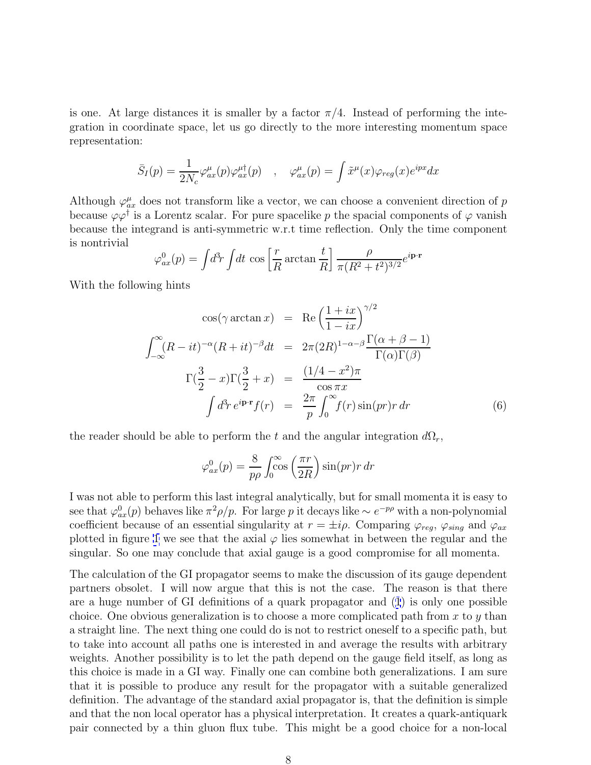is one. At large distances it is smaller by a factor $\pi/4$. Instead of performing the integration in coordinate space, let us go directly to the more interesting momentum space representation:

$$\bar{S}_I(p) = \frac{1}{2N_c}\varphi^\mu_{ax}(p)\varphi^{\mu\dagger}_{ax}(p) \quad , \quad \varphi^\mu_{ax}(p) = \int \tilde{x}^\mu(x)\varphi_{reg}(x)e^{ipx}dx$$

Although $\varphi^\mu_{ax}$ does not transform like a vector, we can choose a convenient direction of $p$ because $\varphi\varphi^\dagger$ is a Lorentz scalar. For pure spacelike $p$ the spacial components of $\varphi$ vanish because the integrand is anti-symmetric w.r.t time reflection. Only the time component is nontrivial

$$\varphi^0_{ax}(p) = \int d^3r \int dt \, \cos\left[\frac{r}{R}\arctan\frac{t}{R}\right]\frac{\rho}{\pi(R^2+t^2)^{3/2}}e^{i\mathbf{p}\cdot\mathbf{r}}$$

With the following hints

$$\begin{aligned}
\cos(\gamma\arctan x) &= \mathrm{Re}\left(\frac{1+ix}{1-ix}\right)^{\gamma/2} \\
\int_{-\infty}^{\infty}(R-it)^{-\alpha}(R+it)^{-\beta}dt &= 2\pi(2R)^{1-\alpha-\beta}\frac{\Gamma(\alpha+\beta-1)}{\Gamma(\alpha)\Gamma(\beta)} \\
\Gamma(\tfrac{3}{2}-x)\Gamma(\tfrac{3}{2}+x) &= \frac{(1/4-x^2)\pi}{\cos\pi x} \\
\int d^3r\, e^{i\mathbf{p}\cdot\mathbf{r}}f(r) &= \frac{2\pi}{p}\int_0^\infty f(r)\sin(pr)r\,dr
\end{aligned} \tag{6}$$

the reader should be able to perform the $t$ and the angular integration $d\Omega_r$,

$$\varphi^0_{ax}(p) = \frac{8}{p\rho}\int_0^\infty \cos\left(\frac{\pi r}{2R}\right)\sin(pr)r\,dr$$

I was not able to perform this last integral analytically, but for small momenta it is easy to see that $\varphi^0_{ax}(p)$ behaves like $\pi^2\rho/p$. For large $p$ it decays like $\sim e^{-p\rho}$ with a non-polynomial coefficient because of an essential singularity at $r = \pm i\rho$. Comparing $\varphi_{reg}$, $\varphi_{sing}$ and $\varphi_{ax}$ plotted in figure 1 we see that the axial $\varphi$ lies somewhat in between the regular and the singular. So one may conclude that axial gauge is a good compromise for all momenta.

The calculation of the GI propagator seems to make the discussion of its gauge dependent partners obsolet. I will now argue that this is not the case. The reason is that there are a huge number of GI definitions of a quark propagator and (1) is only one possible choice. One obvious generalization is to choose a more complicated path from $x$ to $y$ than a straight line. The next thing one could do is not to restrict oneself to a specific path, but to take into account all paths one is interested in and average the results with arbitrary weights. Another possibility is to let the path depend on the gauge field itself, as long as this choice is made in a GI way. Finally one can combine both generalizations. I am sure that it is possible to produce any result for the propagator with a suitable generalized definition. The advantage of the standard axial propagator is, that the definition is simple and that the non local operator has a physical interpretation. It creates a quark-antiquark pair connected by a thin gluon flux tube. This might be a good choice for a non-local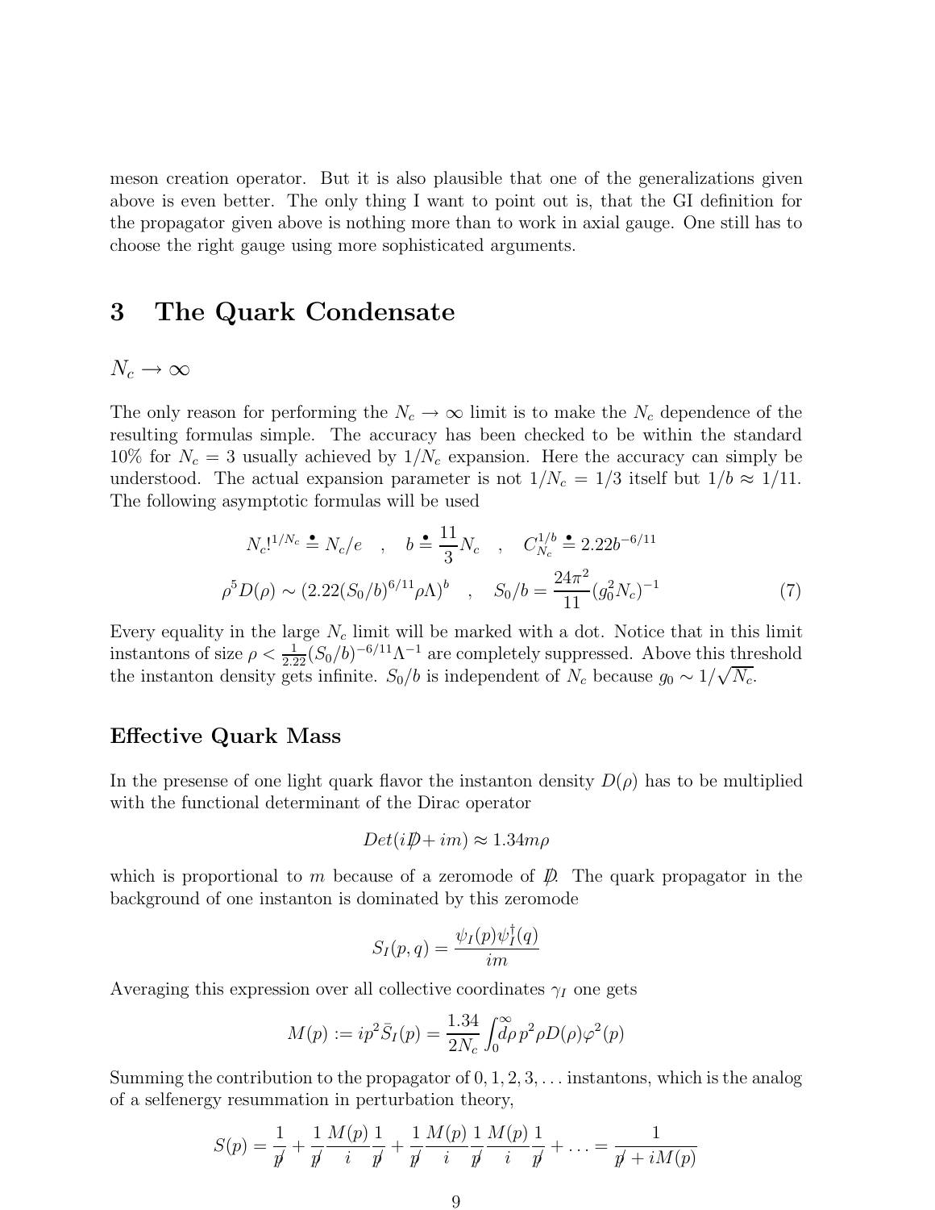meson creation operator. But it is also plausible that one of the generalizations given above is even better. The only thing I want to point out is, that the GI definition for the propagator given above is nothing more than to work in axial gauge. One still has to choose the right gauge using more sophisticated arguments.

# 3 The Quark Condensate

### $N_c \to \infty$

The only reason for performing the $N_c \to \infty$ limit is to make the $N_c$ dependence of the resulting formulas simple. The accuracy has been checked to be within the standard 10% for $N_c = 3$ usually achieved by $1/N_c$ expansion. Here the accuracy can simply be understood. The actual expansion parameter is not $1/N_c = 1/3$ itself but $1/b \approx 1/11$. The following asymptotic formulas will be used

$$N_c!^{1/N_c} \doteq N_c/e \quad , \quad b \doteq \frac{11}{3} N_c \quad , \quad C_{N_c}^{1/b} \doteq 2.22 b^{-6/11}$$

$$\rho^5 D(\rho) \sim (2.22 (S_0/b)^{6/11} \rho \Lambda)^b \quad , \quad S_0/b = \frac{24\pi^2}{11} (g_0^2 N_c)^{-1} \tag{7}$$

Every equality in the large $N_c$ limit will be marked with a dot. Notice that in this limit instantons of size $\rho < \frac{1}{2.22}(S_0/b)^{-6/11}\Lambda^{-1}$ are completely suppressed. Above this threshold the instanton density gets infinite. $S_0/b$ is independent of $N_c$ because $g_0 \sim 1/\sqrt{N_c}$.

### Effective Quark Mass

In the presense of one light quark flavor the instanton density $D(\rho)$ has to be multiplied with the functional determinant of the Dirac operator

$$Det(i\not{D} + im) \approx 1.34 m\rho$$

which is proportional to $m$ because of a zeromode of $\not{D}$. The quark propagator in the background of one instanton is dominated by this zeromode

$$S_I(p,q) = \frac{\psi_I(p)\psi_I^\dagger(q)}{im}$$

Averaging this expression over all collective coordinates $\gamma_I$ one gets

$$M(p) := ip^2 \bar{S}_I(p) = \frac{1.34}{2N_c} \int_0^\infty d\rho \, p^2 \rho D(\rho) \varphi^2(p)$$

Summing the contribution to the propagator of $0, 1, 2, 3, \ldots$ instantons, which is the analog of a selfenergy resummation in perturbation theory,

$$S(p) = \frac{1}{\not{p}} + \frac{1}{\not{p}}\frac{M(p)}{i}\frac{1}{\not{p}} + \frac{1}{\not{p}}\frac{M(p)}{i}\frac{1}{\not{p}}\frac{M(p)}{i}\frac{1}{\not{p}} + \ldots = \frac{1}{\not{p} + iM(p)}$$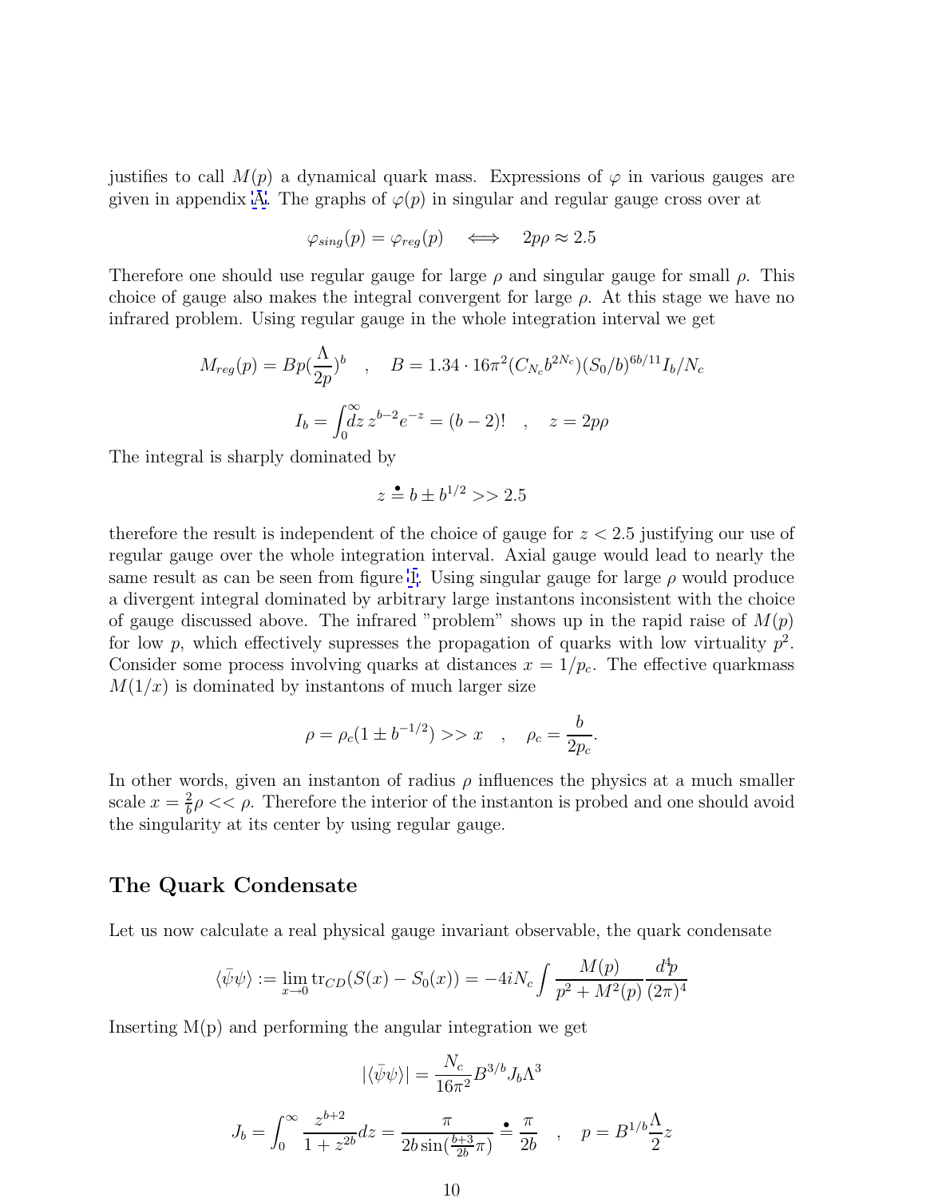justifies to call $M(p)$ a dynamical quark mass. Expressions of $\varphi$ in various gauges are given in appendix A. The graphs of $\varphi(p)$ in singular and regular gauge cross over at

$$\varphi_{sing}(p) = \varphi_{reg}(p) \quad \Longleftrightarrow \quad 2p\rho \approx 2.5$$

Therefore one should use regular gauge for large $\rho$ and singular gauge for small $\rho$. This choice of gauge also makes the integral convergent for large $\rho$. At this stage we have no infrared problem. Using regular gauge in the whole integration interval we get

$$M_{reg}(p) = Bp(\frac{\Lambda}{2p})^b \quad , \quad B = 1.34 \cdot 16\pi^2 (C_{N_c} b^{2N_c})(S_0/b)^{6b/11} I_b/N_c$$

$$I_b = \int_0^\infty dz \, z^{b-2} e^{-z} = (b-2)! \quad , \quad z = 2p\rho$$

The integral is sharply dominated by

$$z \stackrel{\bullet}{=} b \pm b^{1/2} >> 2.5$$

therefore the result is independent of the choice of gauge for $z < 2.5$ justifying our use of regular gauge over the whole integration interval. Axial gauge would lead to nearly the same result as can be seen from figure 1. Using singular gauge for large $\rho$ would produce a divergent integral dominated by arbitrary large instantons inconsistent with the choice of gauge discussed above. The infrared "problem" shows up in the rapid raise of $M(p)$ for low $p$, which effectively supresses the propagation of quarks with low virtuality $p^2$. Consider some process involving quarks at distances $x = 1/p_c$. The effective quarkmass $M(1/x)$ is dominated by instantons of much larger size

$$\rho = \rho_c(1 \pm b^{-1/2}) >> x \quad , \quad \rho_c = \frac{b}{2p_c}.$$

In other words, given an instanton of radius $\rho$ influences the physics at a much smaller scale $x = \frac{2}{b}\rho << \rho$. Therefore the interior of the instanton is probed and one should avoid the singularity at its center by using regular gauge.

## The Quark Condensate

Let us now calculate a real physical gauge invariant observable, the quark condensate

$$\langle\bar{\psi}\psi\rangle := \lim_{x\to 0} \mathrm{tr}_{CD}(S(x) - S_0(x)) = -4iN_c \int \frac{M(p)}{p^2 + M^2(p)} \frac{d^4p}{(2\pi)^4}$$

Inserting M(p) and performing the angular integration we get

$$|\langle\bar{\psi}\psi\rangle| = \frac{N_c}{16\pi^2} B^{3/b} J_b \Lambda^3$$

$$J_b = \int_0^\infty \frac{z^{b+2}}{1 + z^{2b}} dz = \frac{\pi}{2b\sin(\frac{b+3}{2b}\pi)} \stackrel{\bullet}{=} \frac{\pi}{2b} \quad , \quad p = B^{1/b}\frac{\Lambda}{2} z$$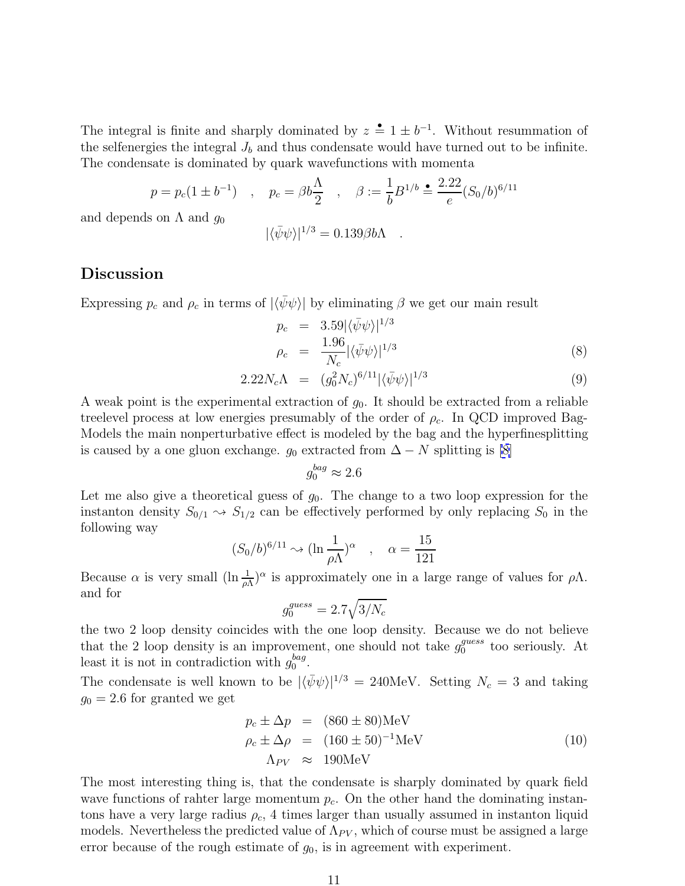The integral is finite and sharply dominated by $z \doteq 1 \pm b^{-1}$. Without resummation of the selfenergies the integral $J_b$ and thus condensate would have turned out to be infinite. The condensate is dominated by quark wavefunctions with momenta

$$p = p_c(1 \pm b^{-1}) \quad , \quad p_c = \beta b \frac{\Lambda}{2} \quad , \quad \beta := \frac{1}{b} B^{1/b} \doteq \frac{2.22}{e} (S_0/b)^{6/11}$$

and depends on $\Lambda$ and $g_0$

$$|\langle \bar{\psi}\psi \rangle|^{1/3} = 0.139 \beta b \Lambda \quad .$$

## Discussion

Expressing $p_c$ and $\rho_c$ in terms of $|\langle \bar{\psi}\psi \rangle|$ by eliminating $\beta$ we get our main result

$$\begin{aligned} p_c &= 3.59 |\langle \bar{\psi}\psi \rangle|^{1/3} \\ \rho_c &= \frac{1.96}{N_c} |\langle \bar{\psi}\psi \rangle|^{1/3} \end{aligned} \tag{8}$$

$$2.22 N_c \Lambda = (g_0^2 N_c)^{6/11} |\langle \bar{\psi}\psi \rangle|^{1/3} \tag{9}$$

A weak point is the experimental extraction of $g_0$. It should be extracted from a reliable treelevel process at low energies presumably of the order of $\rho_c$. In QCD improved Bag-Models the main nonperturbative effect is modeled by the bag and the hyperfinesplitting is caused by a one gluon exchange. $g_0$ extracted from $\Delta - N$ splitting is [8]

$$g_0^{bag} \approx 2.6$$

Let me also give a theoretical guess of $g_0$. The change to a two loop expression for the instanton density $S_{0/1} \rightsquigarrow S_{1/2}$ can be effectively performed by only replacing $S_0$ in the following way

$$(S_0/b)^{6/11} \rightsquigarrow (\ln \frac{1}{\rho \Lambda})^{\alpha} \quad , \quad \alpha = \frac{15}{121}$$

Because $\alpha$ is very small $(\ln \frac{1}{\rho \Lambda})^{\alpha}$ is approximately one in a large range of values for $\rho \Lambda$. and for

$$g_0^{guess} = 2.7 \sqrt{3/N_c}$$

the two 2 loop density coincides with the one loop density. Because we do not believe that the 2 loop density is an improvement, one should not take $g_0^{guess}$ too seriously. At least it is not in contradiction with $g_0^{bag}$.

The condensate is well known to be $|\langle \bar{\psi}\psi \rangle|^{1/3} = 240$MeV. Setting $N_c = 3$ and taking $g_0 = 2.6$ for granted we get

$$\begin{aligned} p_c \pm \Delta p &= (860 \pm 80)\text{MeV} \\ \rho_c \pm \Delta \rho &= (160 \pm 50)^{-1}\text{MeV} \\ \Lambda_{PV} &\approx 190\text{MeV} \end{aligned} \tag{10}$$

The most interesting thing is, that the condensate is sharply dominated by quark field wave functions of rahter large momentum $p_c$. On the other hand the dominating instantons have a very large radius $\rho_c$, 4 times larger than usually assumed in instanton liquid models. Nevertheless the predicted value of $\Lambda_{PV}$, which of course must be assigned a large error because of the rough estimate of $g_0$, is in agreement with experiment.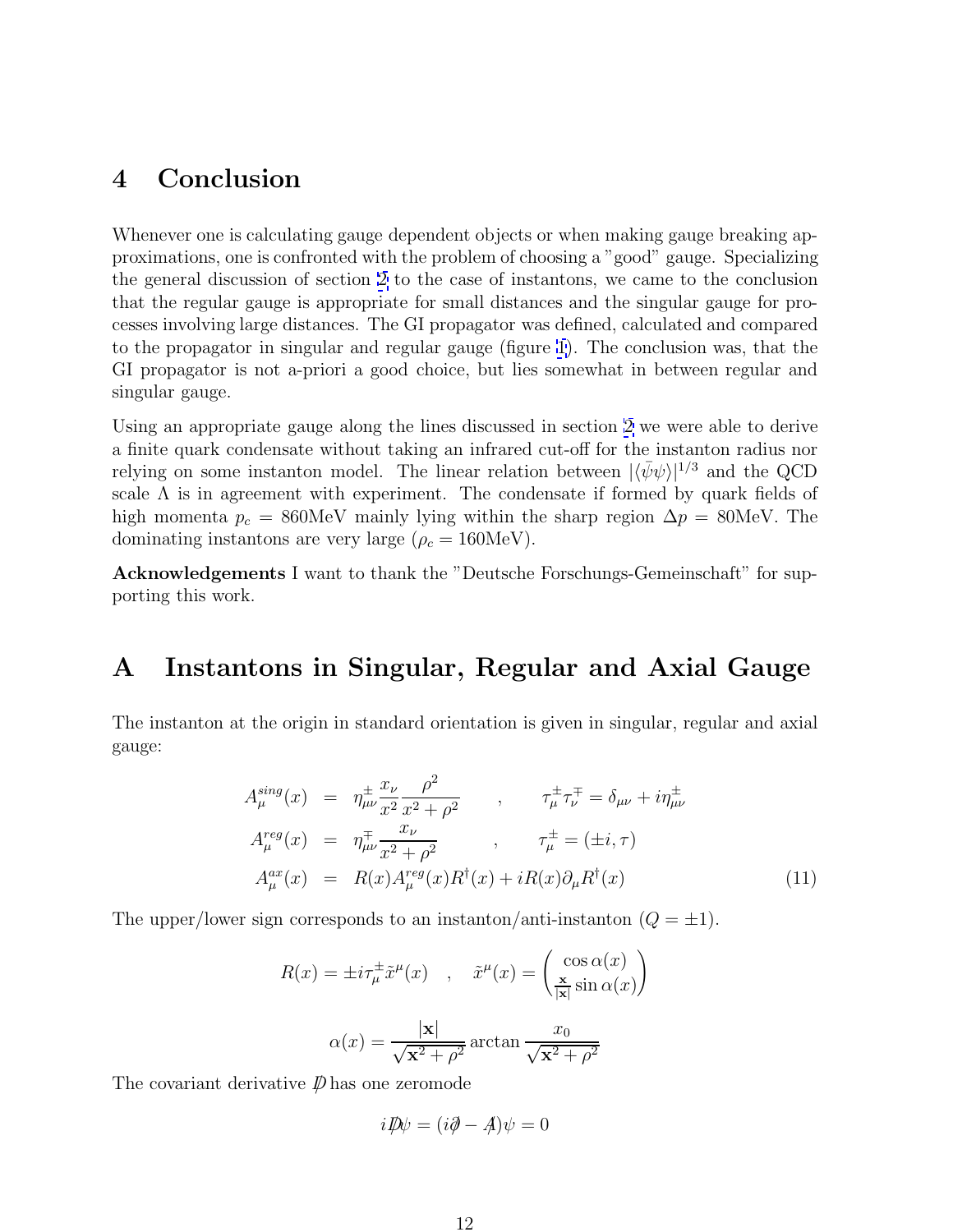# 4 Conclusion

Whenever one is calculating gauge dependent objects or when making gauge breaking approximations, one is confronted with the problem of choosing a "good" gauge. Specializing the general discussion of section 2 to the case of instantons, we came to the conclusion that the regular gauge is appropriate for small distances and the singular gauge for processes involving large distances. The GI propagator was defined, calculated and compared to the propagator in singular and regular gauge (figure 1). The conclusion was, that the GI propagator is not a-priori a good choice, but lies somewhat in between regular and singular gauge.

Using an appropriate gauge along the lines discussed in section 2 we were able to derive a finite quark condensate without taking an infrared cut-off for the instanton radius nor relying on some instanton model. The linear relation between $|\langle\bar{\psi}\psi\rangle|^{1/3}$ and the QCD scale $\Lambda$ is in agreement with experiment. The condensate if formed by quark fields of high momenta $p_c = 860$MeV mainly lying within the sharp region $\Delta p = 80$MeV. The dominating instantons are very large ($\rho_c = 160$MeV).

**Acknowledgements** I want to thank the "Deutsche Forschungs-Gemeinschaft" for supporting this work.

# A Instantons in Singular, Regular and Axial Gauge

The instanton at the origin in standard orientation is given in singular, regular and axial gauge:

$$
\begin{aligned}
A_\mu^{sing}(x) &= \eta_{\mu\nu}^{\pm}\frac{x_\nu}{x^2}\frac{\rho^2}{x^2+\rho^2} \qquad , \qquad \tau_\mu^{\pm}\tau_\nu^{\mp} = \delta_{\mu\nu} + i\eta_{\mu\nu}^{\pm} \\
A_\mu^{reg}(x) &= \eta_{\mu\nu}^{\mp}\frac{x_\nu}{x^2+\rho^2} \qquad , \qquad \tau_\mu^{\pm} = (\pm i, \tau) \\
A_\mu^{ax}(x) &= R(x)A_\mu^{reg}(x)R^\dagger(x) + iR(x)\partial_\mu R^\dagger(x)
\end{aligned}
\tag{11}
$$

The upper/lower sign corresponds to an instanton/anti-instanton ($Q = \pm 1$).

$$
R(x) = \pm i\tau_\mu^{\pm}\tilde{x}^\mu(x) \quad , \quad \tilde{x}^\mu(x) = \begin{pmatrix} \cos\alpha(x) \\ \frac{\mathbf{x}}{|\mathbf{x}|}\sin\alpha(x) \end{pmatrix}
$$

$$
\alpha(x) = \frac{|\mathbf{x}|}{\sqrt{\mathbf{x}^2+\rho^2}}\arctan\frac{x_0}{\sqrt{\mathbf{x}^2+\rho^2}}
$$

The covariant derivative $\not{D}$ has one zeromode

$$
i\not{D}\psi = (i\not{\partial} - \not{A})\psi = 0
$$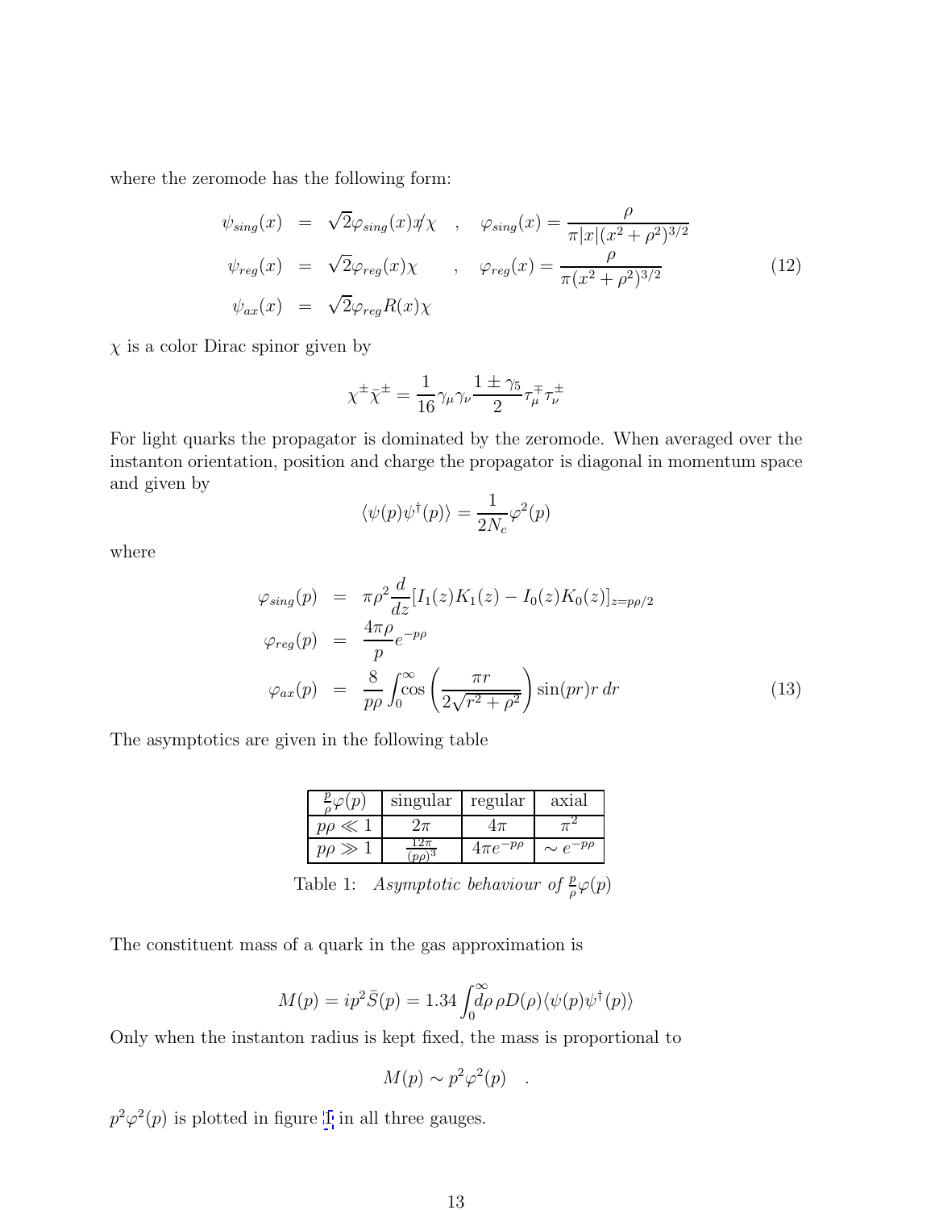where the zeromode has the following form:

$$
\begin{aligned}
\psi_{sing}(x) &= \sqrt{2}\varphi_{sing}(x)\not{x}\chi \quad , \quad \varphi_{sing}(x) = \frac{\rho}{\pi|x|(x^2+\rho^2)^{3/2}} \\
\psi_{reg}(x) &= \sqrt{2}\varphi_{reg}(x)\chi \quad\quad , \quad \varphi_{reg}(x) = \frac{\rho}{\pi(x^2+\rho^2)^{3/2}} \\
\psi_{ax}(x) &= \sqrt{2}\varphi_{reg}R(x)\chi
\end{aligned}
\tag{12}
$$

$\chi$ is a color Dirac spinor given by

$$
\chi^{\pm}\bar{\chi}^{\pm} = \frac{1}{16}\gamma_\mu\gamma_\nu\frac{1\pm\gamma_5}{2}\tau_\mu^{\mp}\tau_\nu^{\pm}
$$

For light quarks the propagator is dominated by the zeromode. When averaged over the instanton orientation, position and charge the propagator is diagonal in momentum space and given by

$$
\langle\psi(p)\psi^\dagger(p)\rangle = \frac{1}{2N_c}\varphi^2(p)
$$

where

$$
\begin{aligned}
\varphi_{sing}(p) &= \pi\rho^2\frac{d}{dz}[I_1(z)K_1(z) - I_0(z)K_0(z)]_{z=p\rho/2} \\
\varphi_{reg}(p) &= \frac{4\pi\rho}{p}e^{-p\rho} \\
\varphi_{ax}(p) &= \frac{8}{p\rho}\int_0^\infty \cos\left(\frac{\pi r}{2\sqrt{r^2+\rho^2}}\right)\sin(pr)r\,dr
\end{aligned}
\tag{13}
$$

The asymptotics are given in the following table

| $\frac{p}{\rho}\varphi(p)$ | singular | regular | axial |
|---|---|---|---|
| $p\rho \ll 1$ | $2\pi$ | $4\pi$ | $\pi^2$ |
| $p\rho \gg 1$ | $\frac{12\pi}{(p\rho)^3}$ | $4\pi e^{-p\rho}$ | $\sim e^{-p\rho}$ |

Table 1: *Asymptotic behaviour of* $\frac{p}{\rho}\varphi(p)$

The constituent mass of a quark in the gas approximation is

$$
M(p) = ip^2\bar{S}(p) = 1.34\int_0^\infty d\rho\,\rho D(\rho)\langle\psi(p)\psi^\dagger(p)\rangle
$$

Only when the instanton radius is kept fixed, the mass is proportional to

$$
M(p) \sim p^2\varphi^2(p) \quad .
$$

$p^2\varphi^2(p)$ is plotted in figure 1 in all three gauges.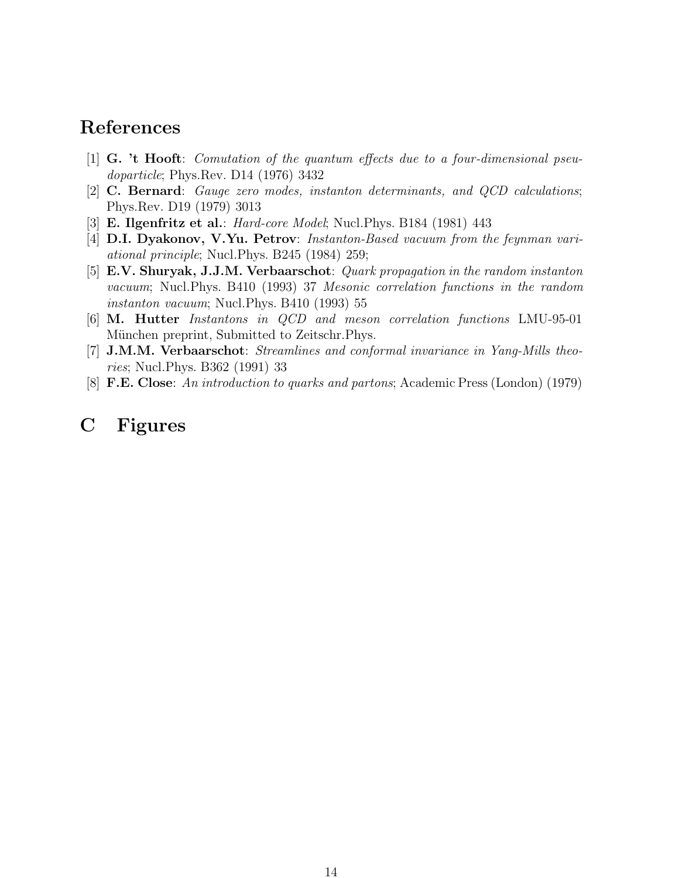# References

[1] **G. 't Hooft**: *Comutation of the quantum effects due to a four-dimensional pseudoparticle*; Phys.Rev. D14 (1976) 3432

[2] **C. Bernard**: *Gauge zero modes, instanton determinants, and QCD calculations*; Phys.Rev. D19 (1979) 3013

[3] **E. Ilgenfritz et al.**: *Hard-core Model*; Nucl.Phys. B184 (1981) 443

[4] **D.I. Dyakonov, V.Yu. Petrov**: *Instanton-Based vacuum from the feynman variational principle*; Nucl.Phys. B245 (1984) 259;

[5] **E.V. Shuryak, J.J.M. Verbaarschot**: *Quark propagation in the random instanton vacuum*; Nucl.Phys. B410 (1993) 37 *Mesonic correlation functions in the random instanton vacuum*; Nucl.Phys. B410 (1993) 55

[6] **M. Hutter** *Instantons in QCD and meson correlation functions* LMU-95-01 München preprint, Submitted to Zeitschr.Phys.

[7] **J.M.M. Verbaarschot**: *Streamlines and conformal invariance in Yang-Mills theories*; Nucl.Phys. B362 (1991) 33

[8] **F.E. Close**: *An introduction to quarks and partons*; Academic Press (London) (1979)

# C Figures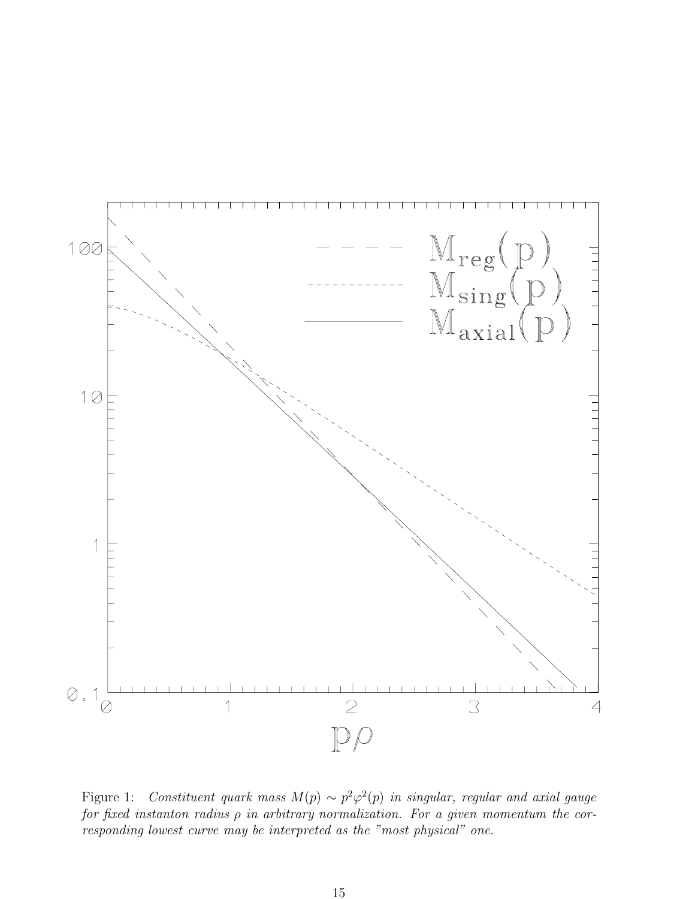100

10

1

0.1

0 1 2 3 4

$p\rho$

$M_{reg}(p)$

$M_{sing}(p)$

$M_{axial}(p)$

Figure 1: *Constituent quark mass $M(p) \sim p^2\varphi^2(p)$ in singular, regular and axial gauge for fixed instanton radius $\rho$ in arbitrary normalization. For a given momentum the corresponding lowest curve may be interpreted as the "most physical" one.*